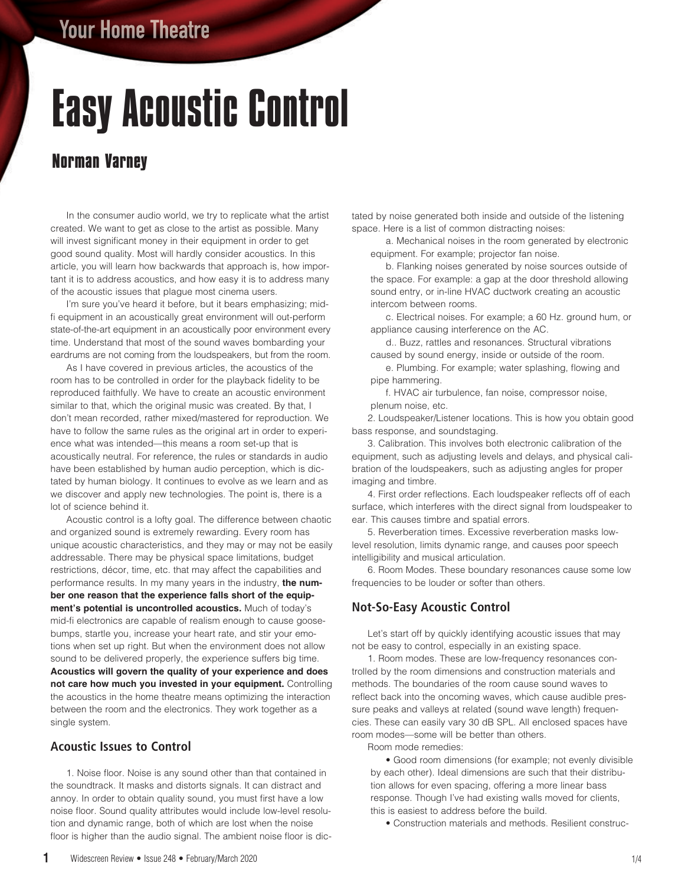# Easy Acoustic Control

## Norman Varney

In the consumer audio world, we try to replicate what the artist created. We want to get as close to the artist as possible. Many will invest significant money in their equipment in order to get good sound quality. Most will hardly consider acoustics. In this article, you will learn how backwards that approach is, how important it is to address acoustics, and how easy it is to address many of the acoustic issues that plague most cinema users.

I'm sure you've heard it before, but it bears emphasizing; mid-fi equipment in an acoustically great environment will out-perform state-of-the-art equipment in an acoustically poor environment every time. Understand that most of the sound waves bombarding your eardrums are not coming from the loudspeakers, but from the room.

As I have covered in previous articles, the acoustics of the room has to be controlled in order for the playback fidelity to be reproduced faithfully. We have to create an acoustic environment similar to that, which the original music was created. By that, I don't mean recorded, rather mixed/mastered for reproduction. We have to follow the same rules as the original art in order to experience what was intended—this means a room set-up that is acoustically neutral. For reference, the rules or standards in audio have been established by human audio perception, which is dictated by human biology. It continues to evolve as we learn and as we discover and apply new technologies. The point is, there is a lot of science behind it.

Acoustic control is a lofty goal. The difference between chaotic and organized sound is extremely rewarding. Every room has unique acoustic characteristics, and they may or may not be easily addressable. There may be physical space limitations, budget restrictions, décor, time, etc. that may affect the capabilities and performance results. In my many years in the industry, **the number one reason that the experience falls short of the equipment's potential is uncontrolled acoustics.** Much of today's mid-fi electronics are capable of realism enough to cause goosebumps, startle you, increase your heart rate, and stir your emotions when set up right. But when the environment does not allow sound to be delivered properly, the experience suffers big time. **Acoustics will govern the quality of your experience and does not care how much you invested in your equipment.** Controlling the acoustics in the home theatre means optimizing the interaction between the room and the electronics. They work together as a single system.

### Acoustic Issues to Control

1. Noise floor. Noise is any sound other than that contained in the soundtrack. It masks and distorts signals. It can distract and annoy. In order to obtain quality sound, you must first have a low noise floor. Sound quality attributes would include low-level resolution and dynamic range, both of which are lost when the noise floor is higher than the audio signal. The ambient noise floor is dictated by noise generated both inside and outside of the listening space. Here is a list of common distracting noises:

   a. Mechanical noises in the room generated by electronic equipment. For example; projector fan noise.

   b. Flanking noises generated by noise sources outside of the space. For example: a gap at the door threshold allowing sound entry, or in-line HVAC ductwork creating an acoustic intercom between rooms.

   c. Electrical noises. For example; a 60 Hz. ground hum, or appliance causing interference on the AC.

   d.. Buzz, rattles and resonances. Structural vibrations caused by sound energy, inside or outside of the room.

   e. Plumbing. For example; water splashing, flowing and pipe hammering.

   f. HVAC air turbulence, fan noise, compressor noise, plenum noise, etc.

2. Loudspeaker/Listener locations. This is how you obtain good bass response, and soundstaging.

3. Calibration. This involves both electronic calibration of the equipment, such as adjusting levels and delays, and physical calibration of the loudspeakers, such as adjusting angles for proper imaging and timbre.

4. First order reflections. Each loudspeaker reflects off of each surface, which interferes with the direct signal from loudspeaker to ear. This causes timbre and spatial errors.

5. Reverberation times. Excessive reverberation masks low-level resolution, limits dynamic range, and causes poor speech intelligibility and musical articulation.

6. Room Modes. These boundary resonances cause some low frequencies to be louder or softer than others.

### Not-So-Easy Acoustic Control

Let's start off by quickly identifying acoustic issues that may not be easy to control, especially in an existing space.

1. Room modes. These are low-frequency resonances controlled by the room dimensions and construction materials and methods. The boundaries of the room cause sound waves to reflect back into the oncoming waves, which cause audible pressure peaks and valleys at related (sound wave length) frequencies. These can easily vary 30 dB SPL. All enclosed spaces have room modes—some will be better than others.

Room mode remedies:

- Good room dimensions (for example; not evenly divisible by each other). Ideal dimensions are such that their distribution allows for even spacing, offering a more linear bass response. Though I've had existing walls moved for clients, this is easiest to address before the build.
- Construction materials and methods. Resilient construc-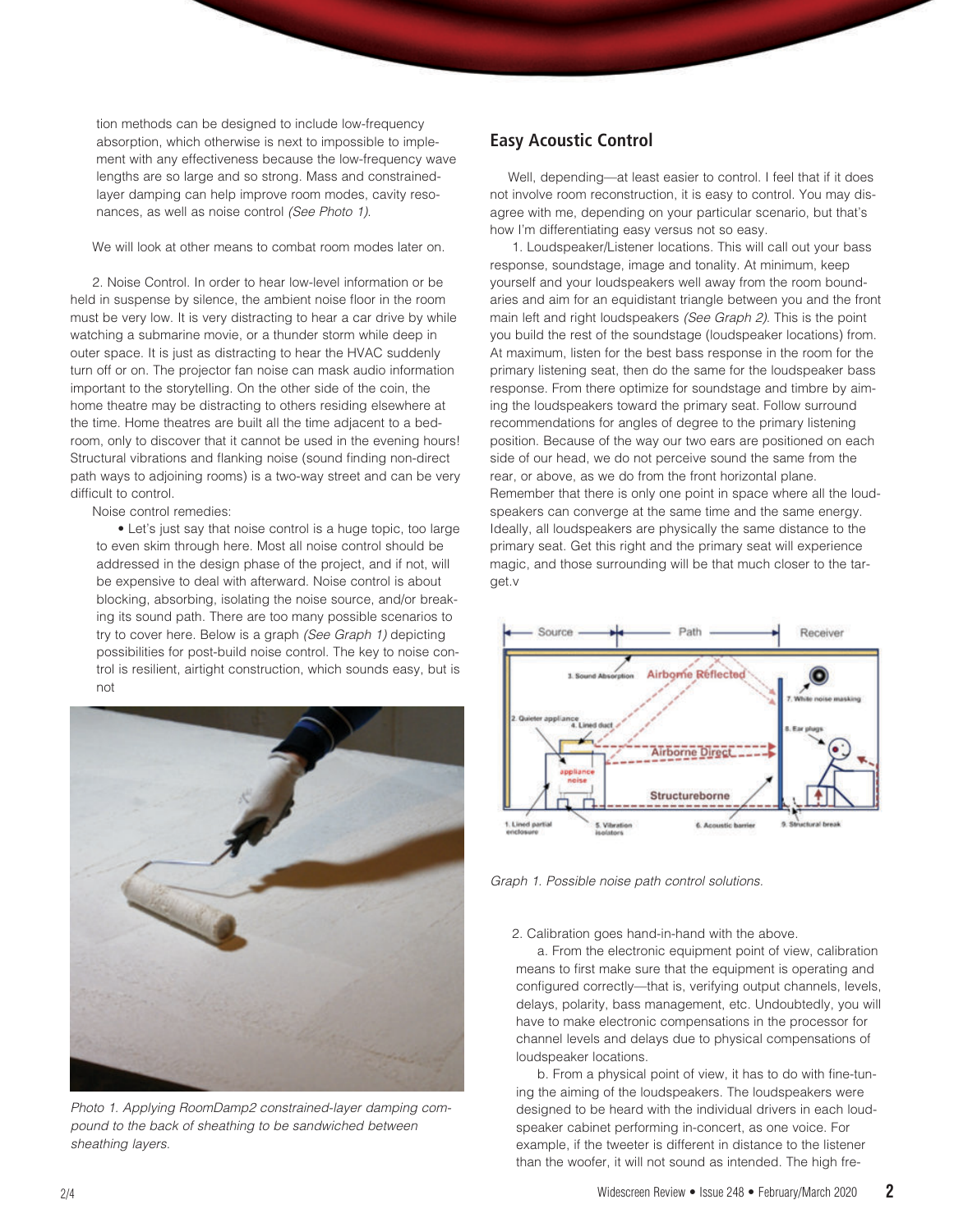tion methods can be designed to include low-frequency absorption, which otherwise is next to impossible to implement with any effectiveness because the low-frequency wave lengths are so large and so strong. Mass and constrained-layer damping can help improve room modes, cavity resonances, as well as noise control *(See Photo 1)*.

We will look at other means to combat room modes later on.

2. Noise Control. In order to hear low-level information or be held in suspense by silence, the ambient noise floor in the room must be very low. It is very distracting to hear a car drive by while watching a submarine movie, or a thunder storm while deep in outer space. It is just as distracting to hear the HVAC suddenly turn off or on. The projector fan noise can mask audio information important to the storytelling. On the other side of the coin, the home theatre may be distracting to others residing elsewhere at the time. Home theatres are built all the time adjacent to a bedroom, only to discover that it cannot be used in the evening hours! Structural vibrations and flanking noise (sound finding non-direct path ways to adjoining rooms) is a two-way street and can be very difficult to control.

Noise control remedies:

- Let's just say that noise control is a huge topic, too large to even skim through here. Most all noise control should be addressed in the design phase of the project, and if not, will be expensive to deal with afterward. Noise control is about blocking, absorbing, isolating the noise source, and/or breaking its sound path. There are too many possible scenarios to try to cover here. Below is a graph *(See Graph 1)* depicting possibilities for post-build noise control. The key to noise control is resilient, airtight construction, which sounds easy, but is not

*Photo 1. Applying RoomDamp2 constrained-layer damping compound to the back of sheathing to be sandwiched between sheathing layers.*

## Easy Acoustic Control

Well, depending—at least easier to control. I feel that if it does not involve room reconstruction, it is easy to control. You may disagree with me, depending on your particular scenario, but that's how I'm differentiating easy versus not so easy.

1. Loudspeaker/Listener locations. This will call out your bass response, soundstage, image and tonality. At minimum, keep yourself and your loudspeakers well away from the room boundaries and aim for an equidistant triangle between you and the front main left and right loudspeakers *(See Graph 2)*. This is the point you build the rest of the soundstage (loudspeaker locations) from. At maximum, listen for the best bass response in the room for the primary listening seat, then do the same for the loudspeaker bass response. From there optimize for soundstage and timbre by aiming the loudspeakers toward the primary seat. Follow surround recommendations for angles of degree to the primary listening position. Because of the way our two ears are positioned on each side of our head, we do not perceive sound the same from the rear, or above, as we do from the front horizontal plane. Remember that there is only one point in space where all the loudspeakers can converge at the same time and the same energy. Ideally, all loudspeakers are physically the same distance to the primary seat. Get this right and the primary seat will experience magic, and those surrounding will be that much closer to the target.v

*Graph 1. Possible noise path control solutions.*

2. Calibration goes hand-in-hand with the above.

a. From the electronic equipment point of view, calibration means to first make sure that the equipment is operating and configured correctly—that is, verifying output channels, levels, delays, polarity, bass management, etc. Undoubtedly, you will have to make electronic compensations in the processor for channel levels and delays due to physical compensations of loudspeaker locations.

b. From a physical point of view, it has to do with fine-tuning the aiming of the loudspeakers. The loudspeakers were designed to be heard with the individual drivers in each loudspeaker cabinet performing in-concert, as one voice. For example, if the tweeter is different in distance to the listener than the woofer, it will not sound as intended. The high fre-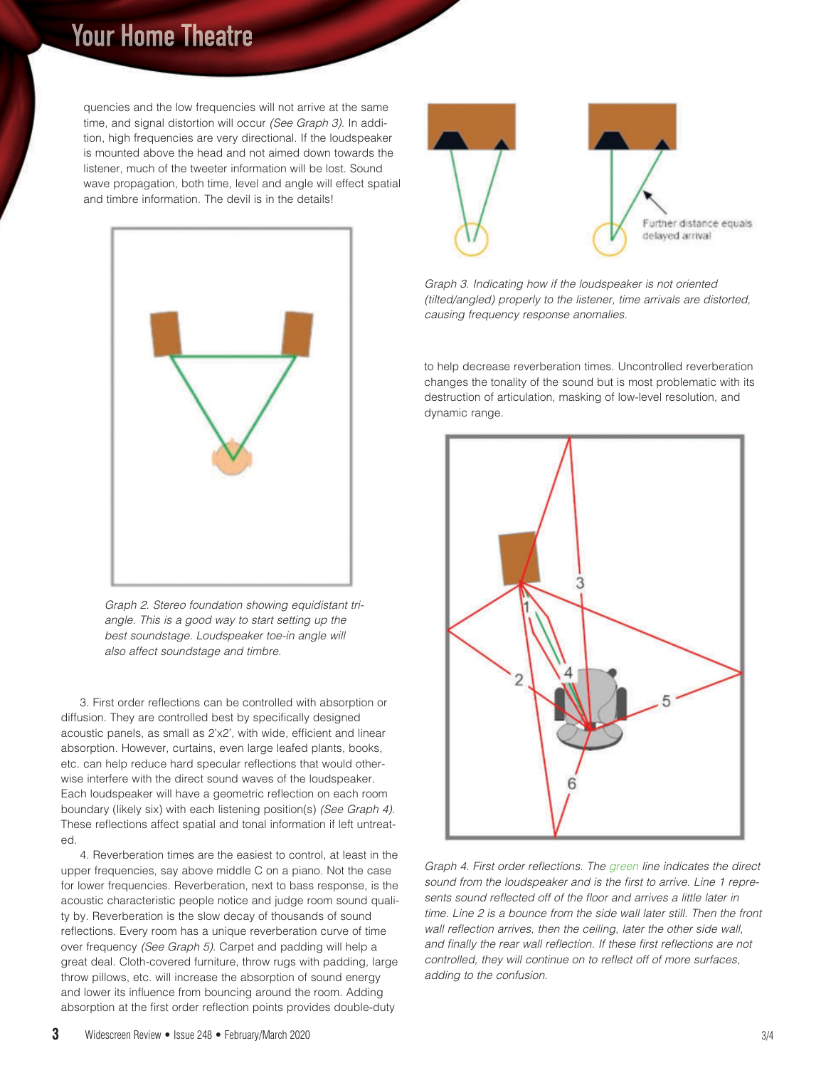quencies and the low frequencies will not arrive at the same time, and signal distortion will occur *(See Graph 3)*. In addition, high frequencies are very directional. If the loudspeaker is mounted above the head and not aimed down towards the listener, much of the tweeter information will be lost. Sound wave propagation, both time, level and angle will effect spatial and timbre information. The devil is in the details!

*Graph 2. Stereo foundation showing equidistant triangle. This is a good way to start setting up the best soundstage. Loudspeaker toe-in angle will also affect soundstage and timbre.*

3. First order reflections can be controlled with absorption or diffusion. They are controlled best by specifically designed acoustic panels, as small as 2'x2', with wide, efficient and linear absorption. However, curtains, even large leafed plants, books, etc. can help reduce hard specular reflections that would otherwise interfere with the direct sound waves of the loudspeaker. Each loudspeaker will have a geometric reflection on each room boundary (likely six) with each listening position(s) *(See Graph 4)*. These reflections affect spatial and tonal information if left untreated.

4. Reverberation times are the easiest to control, at least in the upper frequencies, say above middle C on a piano. Not the case for lower frequencies. Reverberation, next to bass response, is the acoustic characteristic people notice and judge room sound quality by. Reverberation is the slow decay of thousands of sound reflections. Every room has a unique reverberation curve of time over frequency *(See Graph 5)*. Carpet and padding will help a great deal. Cloth-covered furniture, throw rugs with padding, large throw pillows, etc. will increase the absorption of sound energy and lower its influence from bouncing around the room. Adding absorption at the first order reflection points provides double-duty to help decrease reverberation times. Uncontrolled reverberation changes the tonality of the sound but is most problematic with its destruction of articulation, masking of low-level resolution, and dynamic range.

Further distance equals delayed arrival

*Graph 3. Indicating how if the loudspeaker is not oriented (tilted/angled) properly to the listener, time arrivals are distorted, causing frequency response anomalies.*

*Graph 4. First order reflections. The green line indicates the direct sound from the loudspeaker and is the first to arrive. Line 1 represents sound reflected off of the floor and arrives a little later in time. Line 2 is a bounce from the side wall later still. Then the front wall reflection arrives, then the ceiling, later the other side wall, and finally the rear wall reflection. If these first reflections are not controlled, they will continue on to reflect off of more surfaces, adding to the confusion.*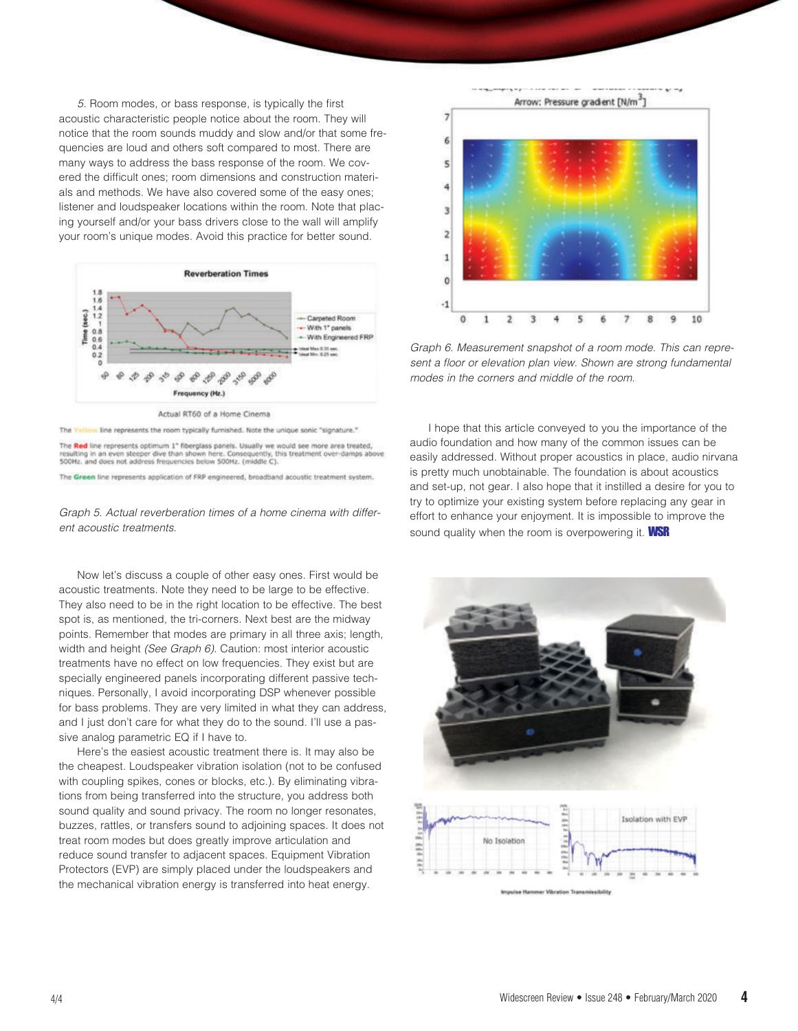*5.* Room modes, or bass response, is typically the first acoustic characteristic people notice about the room. They will notice that the room sounds muddy and slow and/or that some frequencies are loud and others soft compared to most. There are many ways to address the bass response of the room. We covered the difficult ones; room dimensions and construction materials and methods. We have also covered some of the easy ones; listener and loudspeaker locations within the room. Note that placing yourself and/or your bass drivers close to the wall will amplify your room's unique modes. Avoid this practice for better sound.

Reverberation Times

Time (sec.)

Frequency (Hz.)

Carpeted Room
With 1" panels
With Engineered FRP

Actual RT60 of a Home Cinema

The Yellow line represents the room typically furnished. Note the unique sonic "signature."

The Red line represents optimum 1" fiberglass panels. Usually we would see more area treated, resulting in an even steeper dive than shown here. Consequently, this treatment over-damps above 500Hz. and does not address frequencies below 500Hz. (middle C).

The Green line represents application of FRP engineered, broadband acoustic treatment system.

*Graph 5. Actual reverberation times of a home cinema with different acoustic treatments.*

Now let's discuss a couple of other easy ones. First would be acoustic treatments. Note they need to be large to be effective. They also need to be in the right location to be effective. The best spot is, as mentioned, the tri-corners. Next best are the midway points. Remember that modes are primary in all three axis; length, width and height *(See Graph 6).* Caution: most interior acoustic treatments have no effect on low frequencies. They exist but are specially engineered panels incorporating different passive techniques. Personally, I avoid incorporating DSP whenever possible for bass problems. They are very limited in what they can address, and I just don't care for what they do to the sound. I'll use a passive analog parametric EQ if I have to.

Here's the easiest acoustic treatment there is. It may also be the cheapest. Loudspeaker vibration isolation (not to be confused with coupling spikes, cones or blocks, etc.). By eliminating vibrations from being transferred into the structure, you address both sound quality and sound privacy. The room no longer resonates, buzzes, rattles, or transfers sound to adjoining spaces. It does not treat room modes but does greatly improve articulation and reduce sound transfer to adjacent spaces. Equipment Vibration Protectors (EVP) are simply placed under the loudspeakers and the mechanical vibration energy is transferred into heat energy.

Arrow: Pressure gradient [N/m$^3$]

*Graph 6. Measurement snapshot of a room mode. This can represent a floor or elevation plan view. Shown are strong fundamental modes in the corners and middle of the room.*

I hope that this article conveyed to you the importance of the audio foundation and how many of the common issues can be easily addressed. Without proper acoustics in place, audio nirvana is pretty much unobtainable. The foundation is about acoustics and set-up, not gear. I also hope that it instilled a desire for you to try to optimize your existing system before replacing any gear in effort to enhance your enjoyment. It is impossible to improve the sound quality when the room is overpowering it. **WSR**

No Isolation

Isolation with EVP

Impulse Hammer Vibration Transmissibility